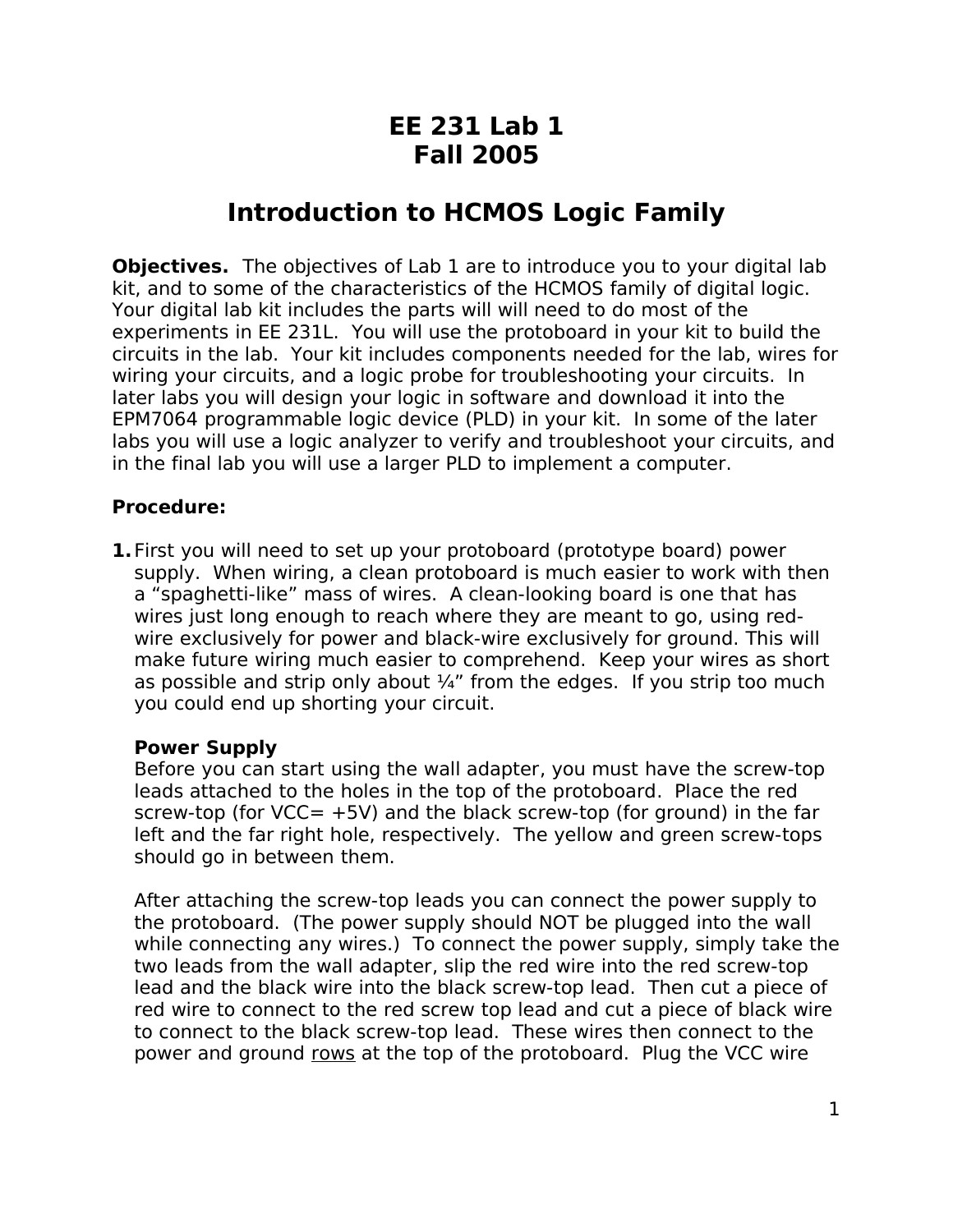# EE 231 Lab 1
# Fall 2005

## Introduction to HCMOS Logic Family

**Objectives.** The objectives of Lab 1 are to introduce you to your digital lab kit, and to some of the characteristics of the HCMOS family of digital logic. Your digital lab kit includes the parts will will need to do most of the experiments in EE 231L. You will use the protoboard in your kit to build the circuits in the lab. Your kit includes components needed for the lab, wires for wiring your circuits, and a logic probe for troubleshooting your circuits. In later labs you will design your logic in software and download it into the EPM7064 programmable logic device (PLD) in your kit. In some of the later labs you will use a logic analyzer to verify and troubleshoot your circuits, and in the final lab you will use a larger PLD to implement a computer.

**Procedure:**

**1.** First you will need to set up your protoboard (prototype board) power supply. When wiring, a clean protoboard is much easier to work with then a “spaghetti-like” mass of wires. A clean-looking board is one that has wires just long enough to reach where they are meant to go, using red-wire exclusively for power and black-wire exclusively for ground. This will make future wiring much easier to comprehend. Keep your wires as short as possible and strip only about ¼” from the edges. If you strip too much you could end up shorting your circuit.

   **Power Supply**
   Before you can start using the wall adapter, you must have the screw-top leads attached to the holes in the top of the protoboard. Place the red screw-top (for VCC= +5V) and the black screw-top (for ground) in the far left and the far right hole, respectively. The yellow and green screw-tops should go in between them.

   After attaching the screw-top leads you can connect the power supply to the protoboard. (The power supply should NOT be plugged into the wall while connecting any wires.) To connect the power supply, simply take the two leads from the wall adapter, slip the red wire into the red screw-top lead and the black wire into the black screw-top lead. Then cut a piece of red wire to connect to the red screw top lead and cut a piece of black wire to connect to the black screw-top lead. These wires then connect to the power and ground <u>rows</u> at the top of the protoboard. Plug the VCC wire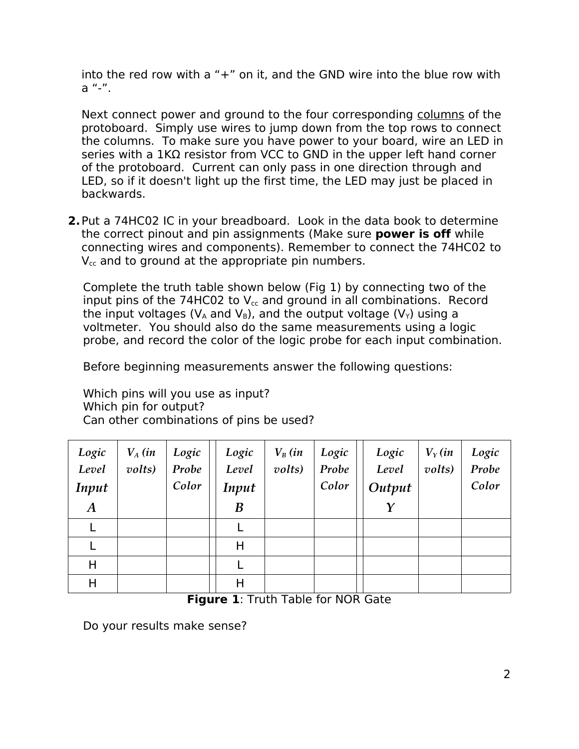into the red row with a “+” on it, and the GND wire into the blue row with a “-”.

Next connect power and ground to the four corresponding <u>columns</u> of the protoboard. Simply use wires to jump down from the top rows to connect the columns. To make sure you have power to your board, wire an LED in series with a 1KΩ resistor from VCC to GND in the upper left hand corner of the protoboard. Current can only pass in one direction through and LED, so if it doesn't light up the first time, the LED may just be placed in backwards.

**2.** Put a 74HC02 IC in your breadboard. Look in the data book to determine the correct pinout and pin assignments (Make sure **power is off** while connecting wires and components). Remember to connect the 74HC02 to $V_{cc}$ and to ground at the appropriate pin numbers.

Complete the truth table shown below (Fig 1) by connecting two of the input pins of the 74HC02 to $V_{cc}$ and ground in all combinations. Record the input voltages ($V_A$ and $V_B$), and the output voltage ($V_Y$) using a voltmeter. You should also do the same measurements using a logic probe, and record the color of the logic probe for each input combination.

Before beginning measurements answer the following questions:

Which pins will you use as input?
Which pin for output?
Can other combinations of pins be used?

| *Logic Level* ***Input A*** | *$V_A$ (in volts)* | *Logic Probe Color* | | *Logic Level* ***Input B*** | *$V_B$ (in volts)* | *Logic Probe Color* | | *Logic Level* ***Output Y*** | *$V_Y$ (in volts)* | *Logic Probe Color* |
|---|---|---|---|---|---|---|---|---|---|---|
| L | | | | L | | | | | | |
| L | | | | H | | | | | | |
| H | | | | L | | | | | | |
| H | | | | H | | | | | | |

**Figure 1**: Truth Table for NOR Gate

Do your results make sense?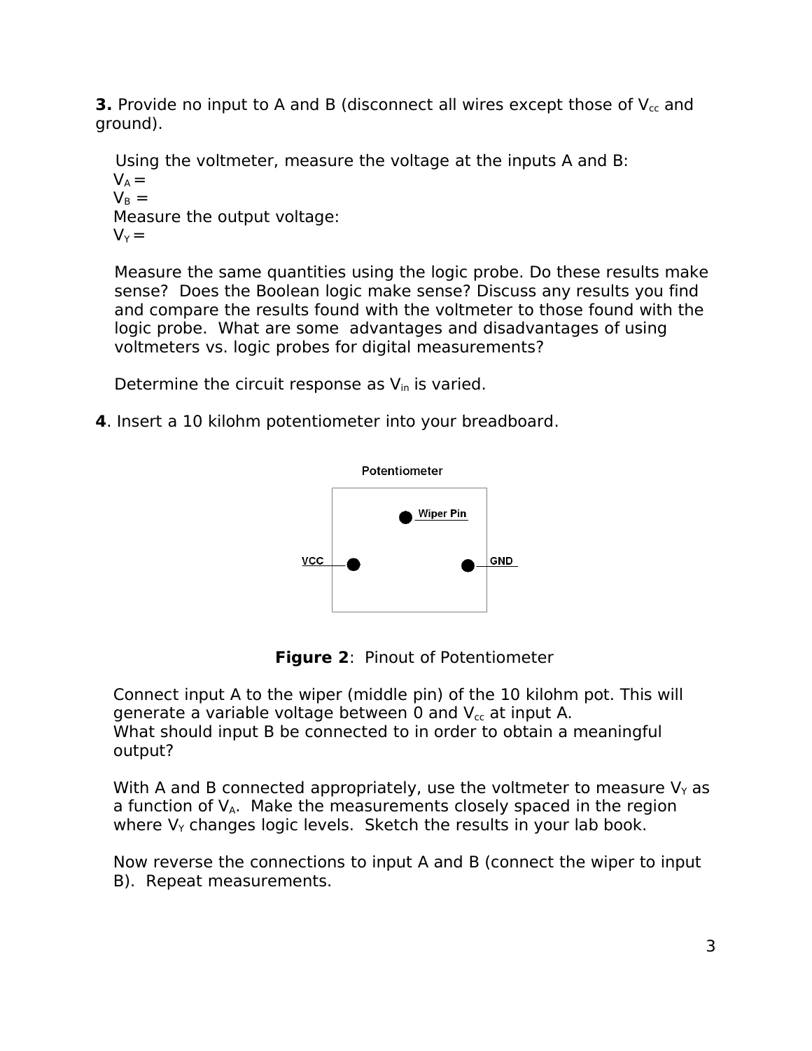**3.** Provide no input to A and B (disconnect all wires except those of $V_{cc}$ and ground).

Using the voltmeter, measure the voltage at the inputs A and B:
$V_A$ =
$V_B$ =
Measure the output voltage:
$V_Y$ =

Measure the same quantities using the logic probe. Do these results make sense? Does the Boolean logic make sense? Discuss any results you find and compare the results found with the voltmeter to those found with the logic probe. What are some advantages and disadvantages of using voltmeters vs. logic probes for digital measurements?

Determine the circuit response as $V_{in}$ is varied.

**4**. Insert a 10 kilohm potentiometer into your breadboard.

Potentiometer

Wiper Pin

VCC

GND

**Figure 2**: Pinout of Potentiometer

Connect input A to the wiper (middle pin) of the 10 kilohm pot. This will generate a variable voltage between 0 and $V_{cc}$ at input A.
What should input B be connected to in order to obtain a meaningful output?

With A and B connected appropriately, use the voltmeter to measure $V_Y$ as a function of $V_A$. Make the measurements closely spaced in the region where $V_Y$ changes logic levels. Sketch the results in your lab book.

Now reverse the connections to input A and B (connect the wiper to input B). Repeat measurements.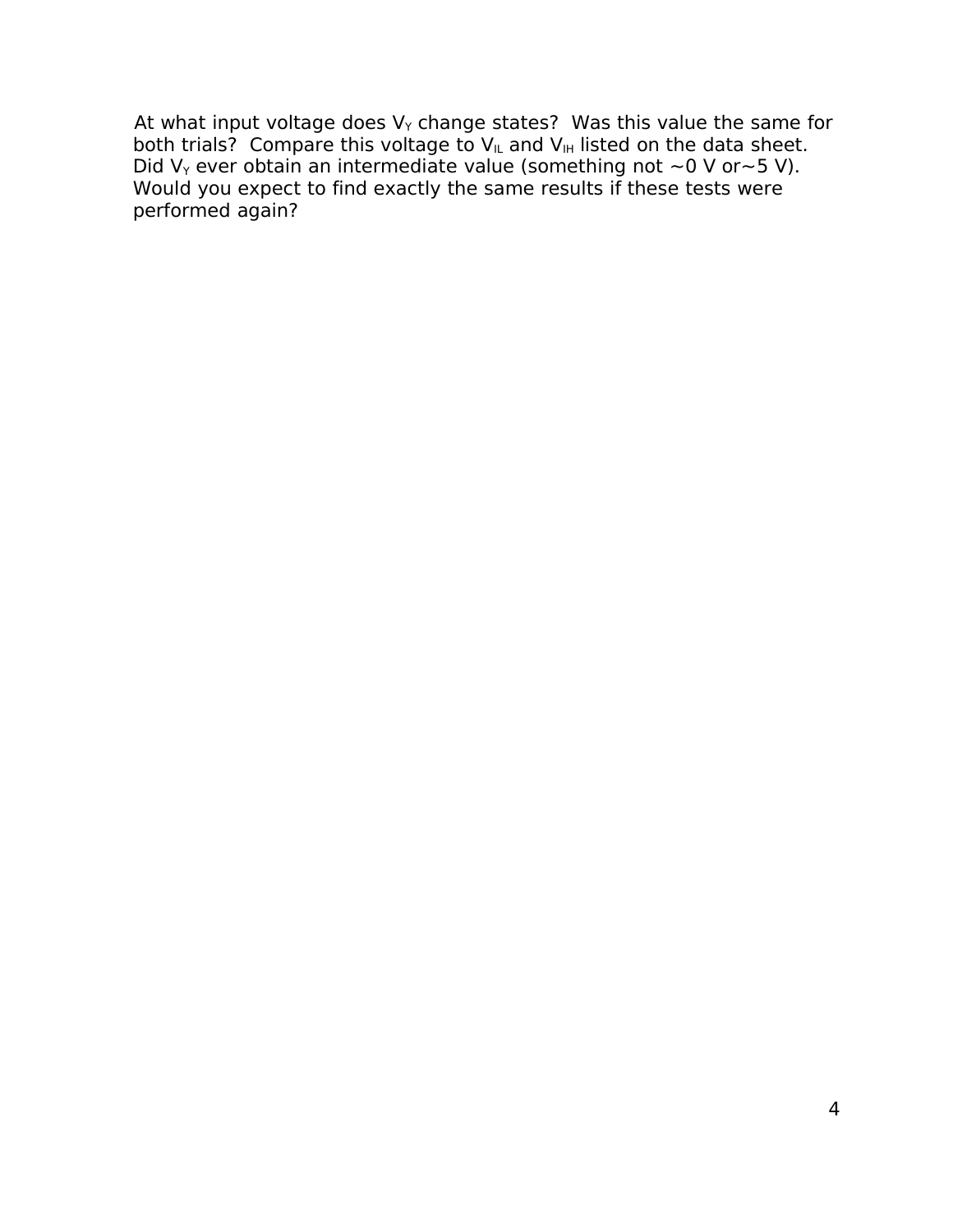At what input voltage does $V_Y$ change states? Was this value the same for both trials? Compare this voltage to $V_{IL}$ and $V_{IH}$ listed on the data sheet. Did $V_Y$ ever obtain an intermediate value (something not ~0 V or~5 V). Would you expect to find exactly the same results if these tests were performed again?